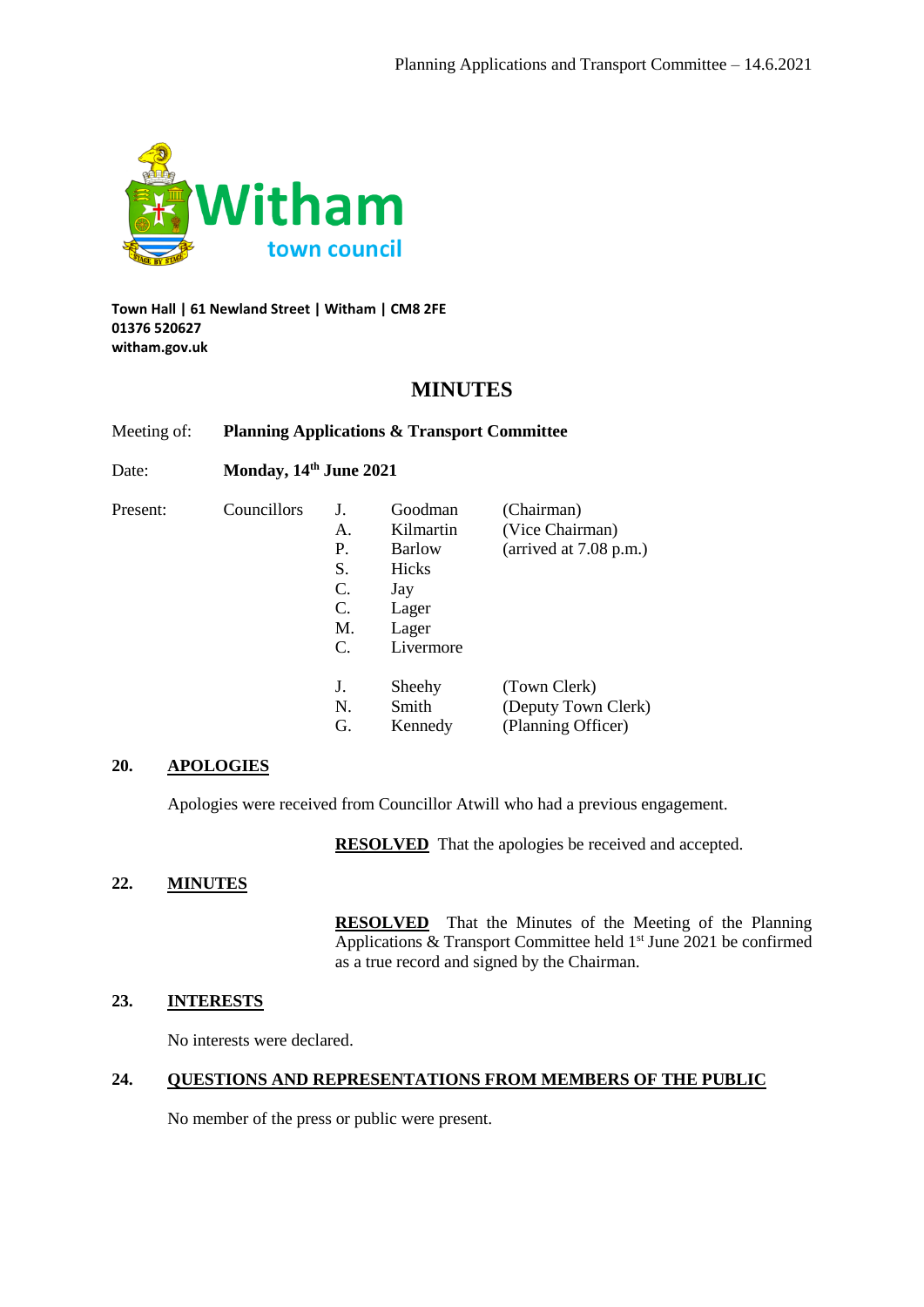Witham town council

**Town Hall | 61 Newland Street | Witham | CM8 2FE**
**01376 520627**
**witham.gov.uk**

# MINUTES

Meeting of: **Planning Applications & Transport Committee**

Date: **Monday, 14th June 2021**

Present: Councillors

| | | |
|---|---|---|
| J. | Goodman | (Chairman) |
| A. | Kilmartin | (Vice Chairman) |
| P. | Barlow | (arrived at 7.08 p.m.) |
| S. | Hicks | |
| C. | Jay | |
| C. | Lager | |
| M. | Lager | |
| C. | Livermore | |

| | | |
|---|---|---|
| J. | Sheehy | (Town Clerk) |
| N. | Smith | (Deputy Town Clerk) |
| G. | Kennedy | (Planning Officer) |

## 20. APOLOGIES

Apologies were received from Councillor Atwill who had a previous engagement.

**RESOLVED** That the apologies be received and accepted.

## 22. MINUTES

**RESOLVED** That the Minutes of the Meeting of the Planning Applications & Transport Committee held 1st June 2021 be confirmed as a true record and signed by the Chairman.

## 23. INTERESTS

No interests were declared.

## 24. QUESTIONS AND REPRESENTATIONS FROM MEMBERS OF THE PUBLIC

No member of the press or public were present.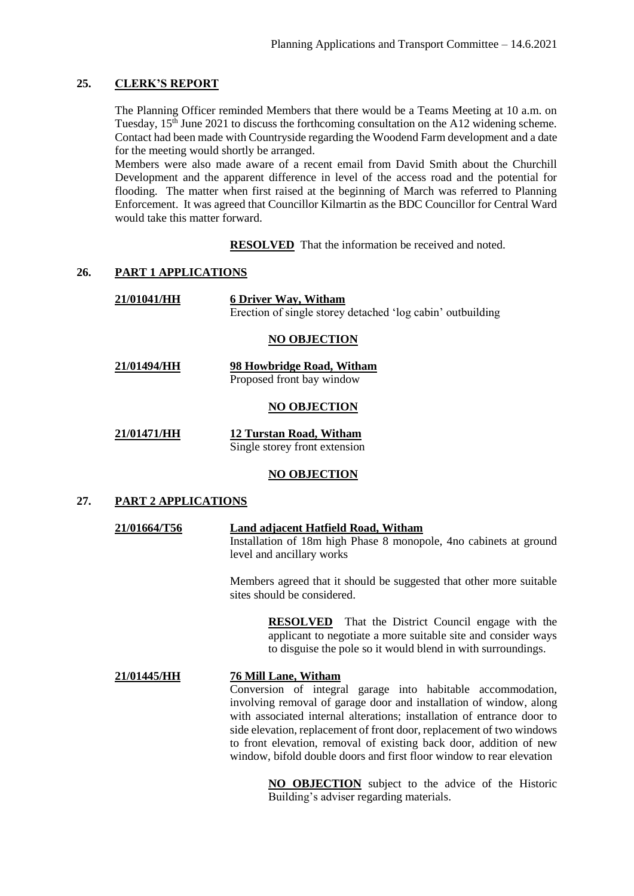## 25. CLERK'S REPORT

The Planning Officer reminded Members that there would be a Teams Meeting at 10 a.m. on Tuesday, 15th June 2021 to discuss the forthcoming consultation on the A12 widening scheme. Contact had been made with Countryside regarding the Woodend Farm development and a date for the meeting would shortly be arranged.

Members were also made aware of a recent email from David Smith about the Churchill Development and the apparent difference in level of the access road and the potential for flooding. The matter when first raised at the beginning of March was referred to Planning Enforcement. It was agreed that Councillor Kilmartin as the BDC Councillor for Central Ward would take this matter forward.

**RESOLVED** That the information be received and noted.

## 26. PART 1 APPLICATIONS

**21/01041/HH** — **6 Driver Way, Witham**
Erection of single storey detached 'log cabin' outbuilding

**NO OBJECTION**

**21/01494/HH** — **98 Howbridge Road, Witham**
Proposed front bay window

**NO OBJECTION**

**21/01471/HH** — **12 Turstan Road, Witham**
Single storey front extension

**NO OBJECTION**

## 27. PART 2 APPLICATIONS

**21/01664/T56** — **Land adjacent Hatfield Road, Witham**
Installation of 18m high Phase 8 monopole, 4no cabinets at ground level and ancillary works

Members agreed that it should be suggested that other more suitable sites should be considered.

**RESOLVED** That the District Council engage with the applicant to negotiate a more suitable site and consider ways to disguise the pole so it would blend in with surroundings.

**21/01445/HH** — **76 Mill Lane, Witham**
Conversion of integral garage into habitable accommodation, involving removal of garage door and installation of window, along with associated internal alterations; installation of entrance door to side elevation, replacement of front door, replacement of two windows to front elevation, removal of existing back door, addition of new window, bifold double doors and first floor window to rear elevation

**NO OBJECTION** subject to the advice of the Historic Building's adviser regarding materials.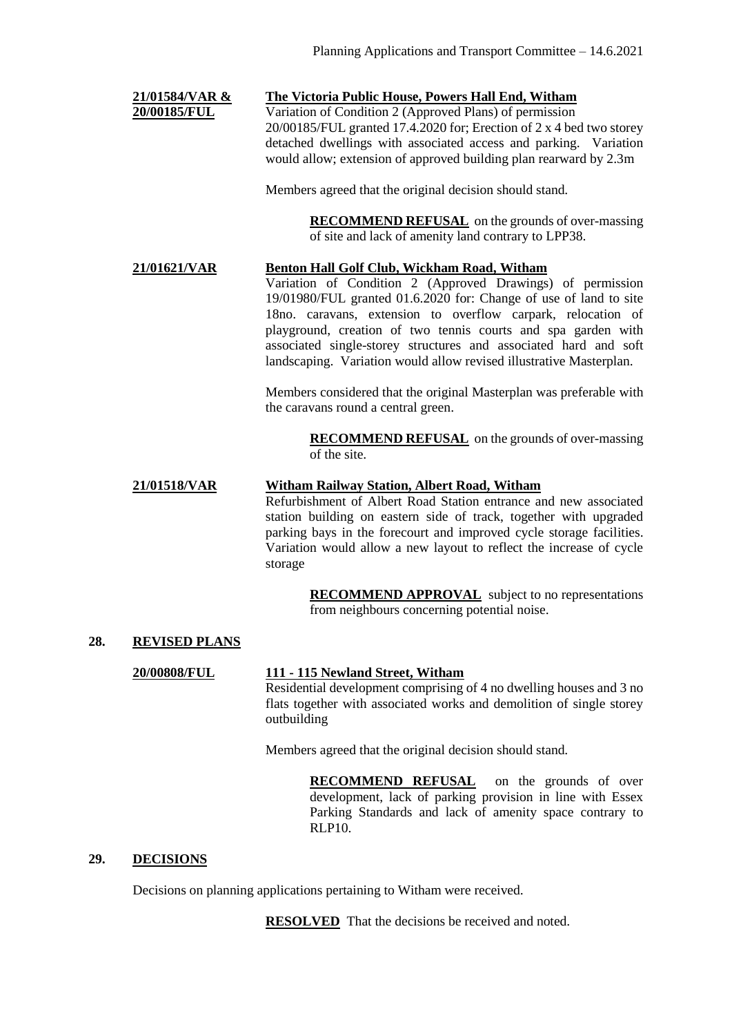**21/01584/VAR & 20/00185/FUL** **The Victoria Public House, Powers Hall End, Witham**

Variation of Condition 2 (Approved Plans) of permission 20/00185/FUL granted 17.4.2020 for; Erection of 2 x 4 bed two storey detached dwellings with associated access and parking. Variation would allow; extension of approved building plan rearward by 2.3m

Members agreed that the original decision should stand.

> **RECOMMEND REFUSAL** on the grounds of over-massing of site and lack of amenity land contrary to LPP38.

**21/01621/VAR** **Benton Hall Golf Club, Wickham Road, Witham**

Variation of Condition 2 (Approved Drawings) of permission 19/01980/FUL granted 01.6.2020 for: Change of use of land to site 18no. caravans, extension to overflow carpark, relocation of playground, creation of two tennis courts and spa garden with associated single-storey structures and associated hard and soft landscaping. Variation would allow revised illustrative Masterplan.

Members considered that the original Masterplan was preferable with the caravans round a central green.

> **RECOMMEND REFUSAL** on the grounds of over-massing of the site.

**21/01518/VAR** **Witham Railway Station, Albert Road, Witham**

Refurbishment of Albert Road Station entrance and new associated station building on eastern side of track, together with upgraded parking bays in the forecourt and improved cycle storage facilities. Variation would allow a new layout to reflect the increase of cycle storage

> **RECOMMEND APPROVAL** subject to no representations from neighbours concerning potential noise.

## 28. REVISED PLANS

**20/00808/FUL** **111 - 115 Newland Street, Witham**

Residential development comprising of 4 no dwelling houses and 3 no flats together with associated works and demolition of single storey outbuilding

Members agreed that the original decision should stand.

> **RECOMMEND REFUSAL** on the grounds of over development, lack of parking provision in line with Essex Parking Standards and lack of amenity space contrary to RLP10.

## 29. DECISIONS

Decisions on planning applications pertaining to Witham were received.

> **RESOLVED** That the decisions be received and noted.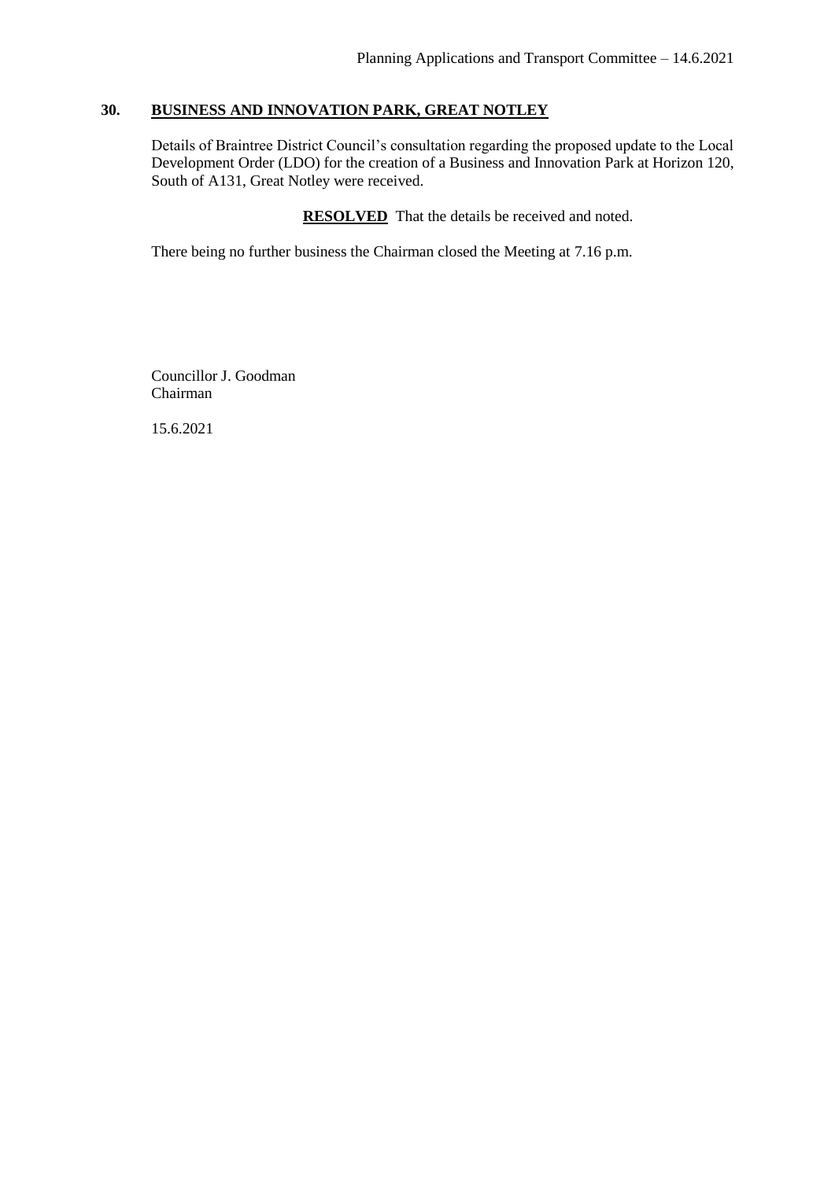## 30. BUSINESS AND INNOVATION PARK, GREAT NOTLEY

Details of Braintree District Council's consultation regarding the proposed update to the Local Development Order (LDO) for the creation of a Business and Innovation Park at Horizon 120, South of A131, Great Notley were received.

**RESOLVED** That the details be received and noted.

There being no further business the Chairman closed the Meeting at 7.16 p.m.

Councillor J. Goodman
Chairman

15.6.2021